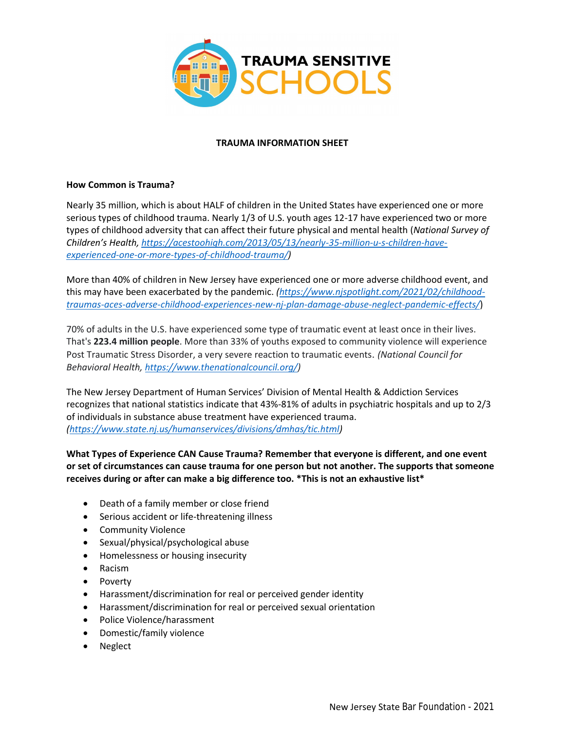TRAUMA SENSITIVE SCHOOLS

## TRAUMA INFORMATION SHEET

**How Common is Trauma?**

Nearly 35 million, which is about HALF of children in the United States have experienced one or more serious types of childhood trauma. Nearly 1/3 of U.S. youth ages 12-17 have experienced two or more types of childhood adversity that can affect their future physical and mental health (*National Survey of Children's Health, https://acestoohigh.com/2013/05/13/nearly-35-million-u-s-children-have-experienced-one-or-more-types-of-childhood-trauma/*)

More than 40% of children in New Jersey have experienced one or more adverse childhood event, and this may have been exacerbated by the pandemic. *(https://www.njspotlight.com/2021/02/childhood-traumas-aces-adverse-childhood-experiences-new-nj-plan-damage-abuse-neglect-pandemic-effects/)*

70% of adults in the U.S. have experienced some type of traumatic event at least once in their lives. That's **223.4 million people**. More than 33% of youths exposed to community violence will experience Post Traumatic Stress Disorder, a very severe reaction to traumatic events. *(National Council for Behavioral Health, https://www.thenationalcouncil.org/)*

The New Jersey Department of Human Services' Division of Mental Health & Addiction Services recognizes that national statistics indicate that 43%-81% of adults in psychiatric hospitals and up to 2/3 of individuals in substance abuse treatment have experienced trauma. *(https://www.state.nj.us/humanservices/divisions/dmhas/tic.html)*

**What Types of Experience CAN Cause Trauma? Remember that everyone is different, and one event or set of circumstances can cause trauma for one person but not another. The supports that someone receives during or after can make a big difference too. \*This is not an exhaustive list\***

- Death of a family member or close friend
- Serious accident or life-threatening illness
- Community Violence
- Sexual/physical/psychological abuse
- Homelessness or housing insecurity
- Racism
- Poverty
- Harassment/discrimination for real or perceived gender identity
- Harassment/discrimination for real or perceived sexual orientation
- Police Violence/harassment
- Domestic/family violence
- Neglect

New Jersey State Bar Foundation - 2021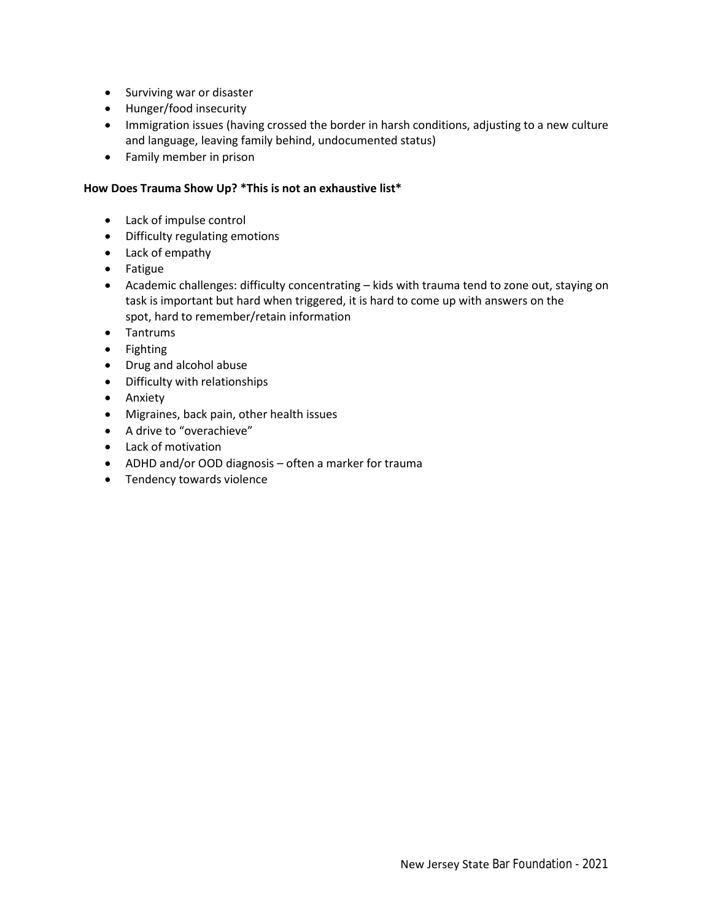- Surviving war or disaster
- Hunger/food insecurity
- Immigration issues (having crossed the border in harsh conditions, adjusting to a new culture and language, leaving family behind, undocumented status)
- Family member in prison

**How Does Trauma Show Up? *This is not an exhaustive list***

- Lack of impulse control
- Difficulty regulating emotions
- Lack of empathy
- Fatigue
- Academic challenges: difficulty concentrating – kids with trauma tend to zone out, staying on task is important but hard when triggered, it is hard to come up with answers on the spot, hard to remember/retain information
- Tantrums
- Fighting
- Drug and alcohol abuse
- Difficulty with relationships
- Anxiety
- Migraines, back pain, other health issues
- A drive to "overachieve"
- Lack of motivation
- ADHD and/or OOD diagnosis – often a marker for trauma
- Tendency towards violence